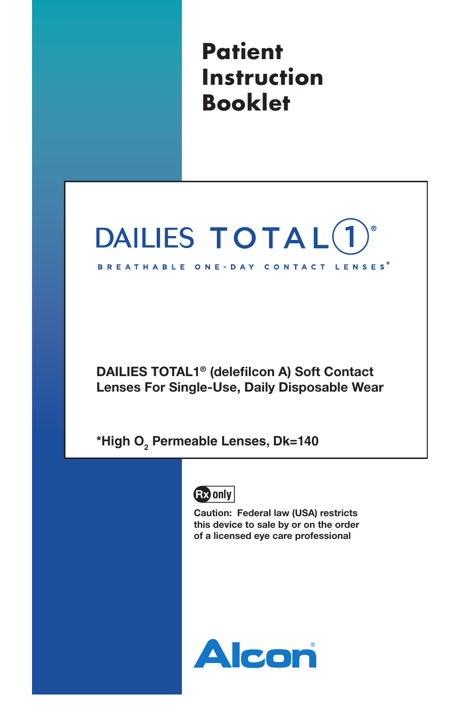# Patient Instruction Booklet

DAILIES TOTAL1®

BREATHABLE ONE-DAY CONTACT LENSES*

**DAILIES TOTAL1® (delefilcon A) Soft Contact Lenses For Single-Use, Daily Disposable Wear**

***High $O_2$ Permeable Lenses, Dk=140**

Rx only

**Caution: Federal law (USA) restricts this device to sale by or on the order of a licensed eye care professional**

Alcon®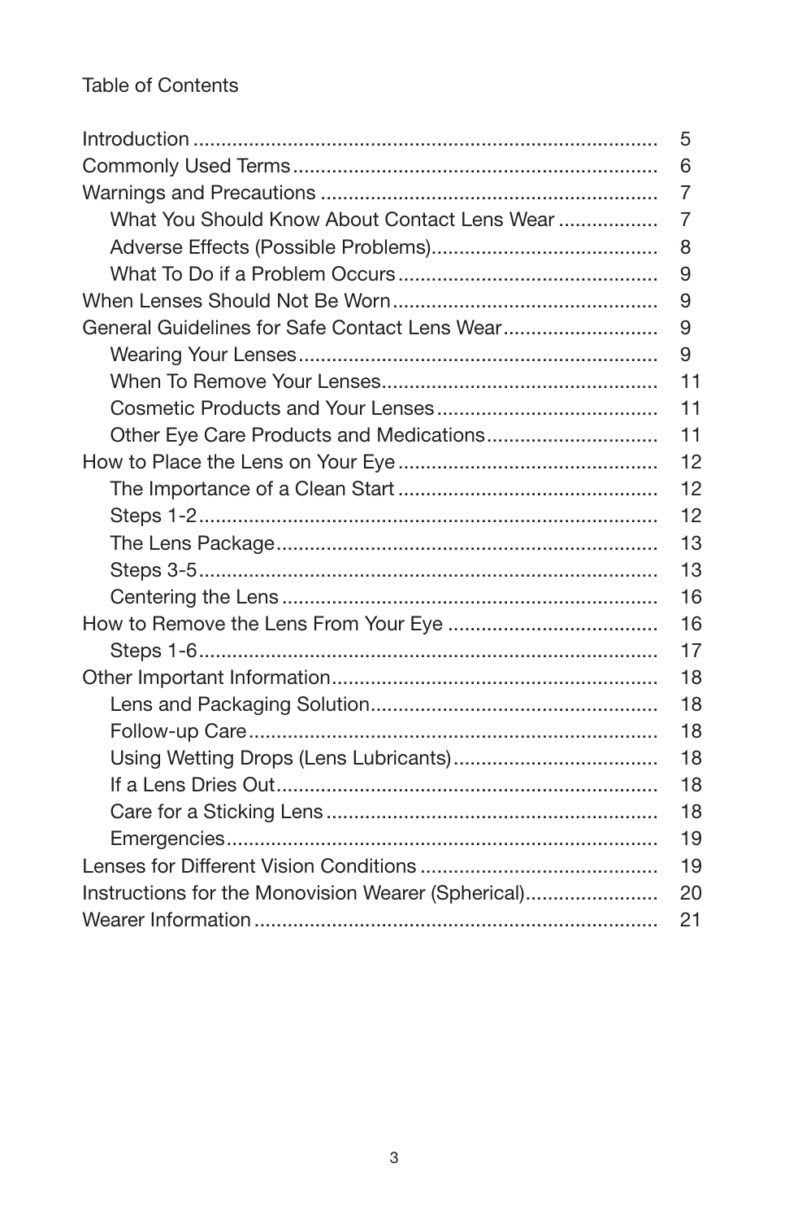# Table of Contents

| | |
|---|---|
| Introduction | 5 |
| Commonly Used Terms | 6 |
| Warnings and Precautions | 7 |
| What You Should Know About Contact Lens Wear | 7 |
| Adverse Effects (Possible Problems) | 8 |
| What To Do if a Problem Occurs | 9 |
| When Lenses Should Not Be Worn | 9 |
| General Guidelines for Safe Contact Lens Wear | 9 |
| Wearing Your Lenses | 9 |
| When To Remove Your Lenses | 11 |
| Cosmetic Products and Your Lenses | 11 |
| Other Eye Care Products and Medications | 11 |
| How to Place the Lens on Your Eye | 12 |
| The Importance of a Clean Start | 12 |
| Steps 1-2 | 12 |
| The Lens Package | 13 |
| Steps 3-5 | 13 |
| Centering the Lens | 16 |
| How to Remove the Lens From Your Eye | 16 |
| Steps 1-6 | 17 |
| Other Important Information | 18 |
| Lens and Packaging Solution | 18 |
| Follow-up Care | 18 |
| Using Wetting Drops (Lens Lubricants) | 18 |
| If a Lens Dries Out | 18 |
| Care for a Sticking Lens | 18 |
| Emergencies | 19 |
| Lenses for Different Vision Conditions | 19 |
| Instructions for the Monovision Wearer (Spherical) | 20 |
| Wearer Information | 21 |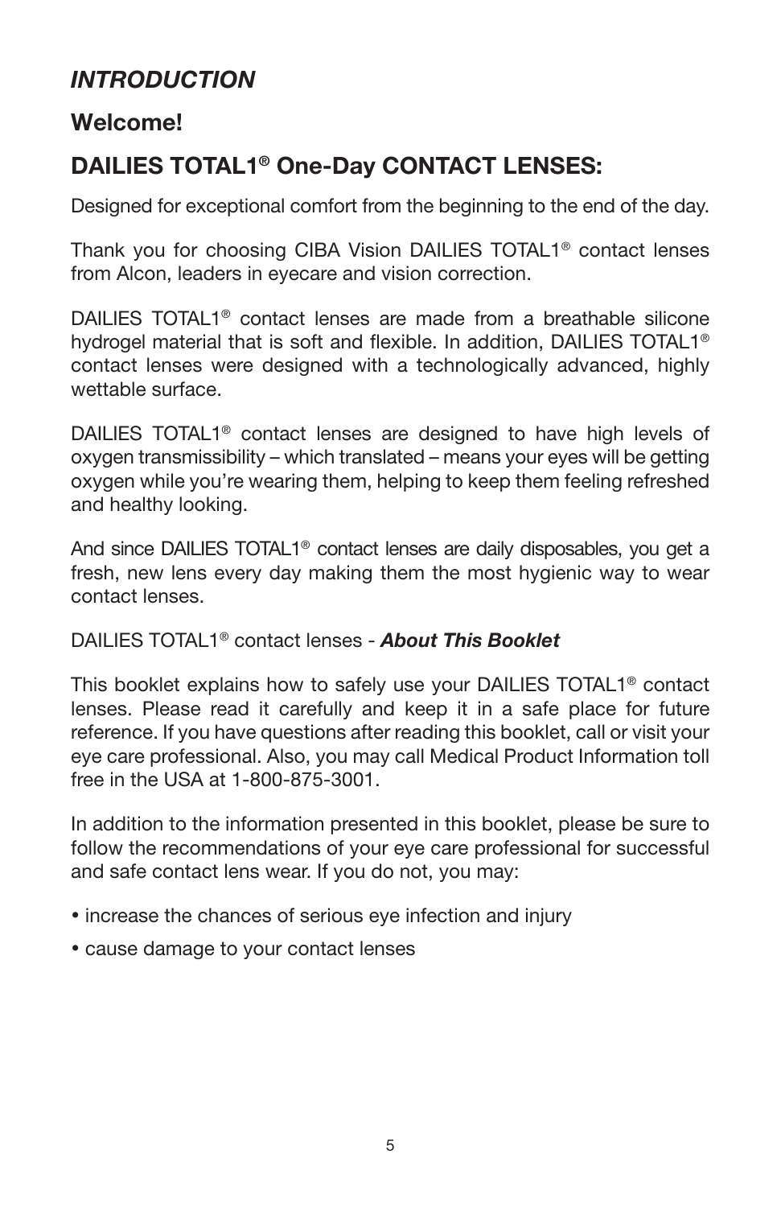## *INTRODUCTION*

### Welcome!

### DAILIES TOTAL1® One-Day CONTACT LENSES:

Designed for exceptional comfort from the beginning to the end of the day.

Thank you for choosing CIBA Vision DAILIES TOTAL1® contact lenses from Alcon, leaders in eyecare and vision correction.

DAILIES TOTAL1® contact lenses are made from a breathable silicone hydrogel material that is soft and flexible. In addition, DAILIES TOTAL1® contact lenses were designed with a technologically advanced, highly wettable surface.

DAILIES TOTAL1® contact lenses are designed to have high levels of oxygen transmissibility – which translated – means your eyes will be getting oxygen while you're wearing them, helping to keep them feeling refreshed and healthy looking.

And since DAILIES TOTAL1® contact lenses are daily disposables, you get a fresh, new lens every day making them the most hygienic way to wear contact lenses.

DAILIES TOTAL1® contact lenses - ***About This Booklet***

This booklet explains how to safely use your DAILIES TOTAL1® contact lenses. Please read it carefully and keep it in a safe place for future reference. If you have questions after reading this booklet, call or visit your eye care professional. Also, you may call Medical Product Information toll free in the USA at 1-800-875-3001.

In addition to the information presented in this booklet, please be sure to follow the recommendations of your eye care professional for successful and safe contact lens wear. If you do not, you may:

- increase the chances of serious eye infection and injury
- cause damage to your contact lenses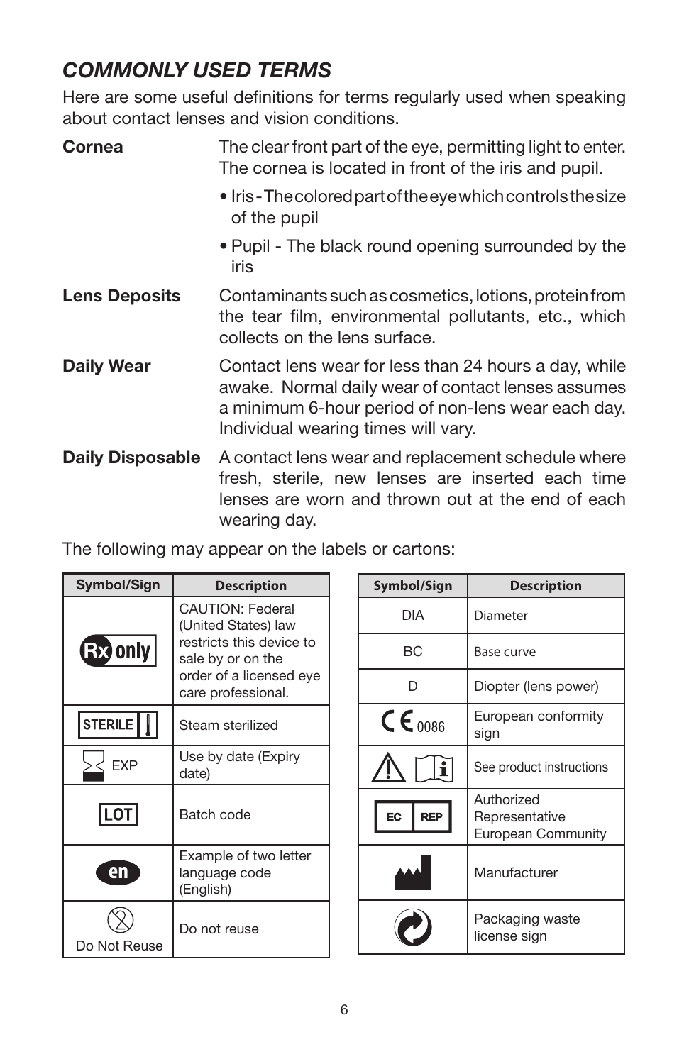## *COMMONLY USED TERMS*

Here are some useful definitions for terms regularly used when speaking about contact lenses and vision conditions.

**Cornea** The clear front part of the eye, permitting light to enter. The cornea is located in front of the iris and pupil.

- Iris - The colored part of the eye which controls the size of the pupil
- Pupil - The black round opening surrounded by the iris

**Lens Deposits** Contaminants such as cosmetics, lotions, protein from the tear film, environmental pollutants, etc., which collects on the lens surface.

**Daily Wear** Contact lens wear for less than 24 hours a day, while awake. Normal daily wear of contact lenses assumes a minimum 6-hour period of non-lens wear each day. Individual wearing times will vary.

**Daily Disposable** A contact lens wear and replacement schedule where fresh, sterile, new lenses are inserted each time lenses are worn and thrown out at the end of each wearing day.

The following may appear on the labels or cartons:

| Symbol/Sign | Description |
|---|---|
| Rx only | CAUTION: Federal (United States) law restricts this device to sale by or on the order of a licensed eye care professional. |
| STERILE | Steam sterilized |
| EXP | Use by date (Expiry date) |
| LOT | Batch code |
| en | Example of two letter language code (English) |
| Do Not Reuse | Do not reuse |

| Symbol/Sign | Description |
|---|---|
| DIA | Diameter |
| BC | Base curve |
| D | Diopter (lens power) |
| CE 0086 | European conformity sign |
| | See product instructions |
| EC REP | Authorized Representative European Community |
| | Manufacturer |
| | Packaging waste license sign |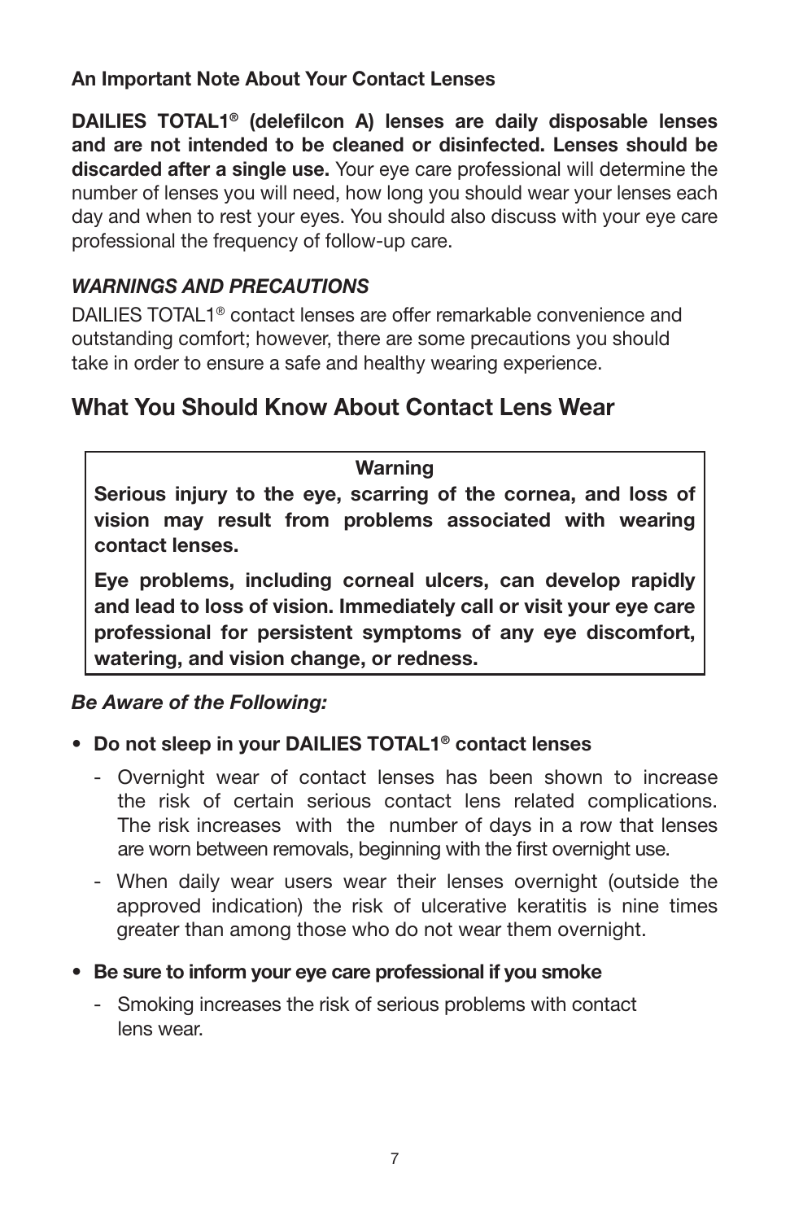**An Important Note About Your Contact Lenses**

**DAILIES TOTAL1® (delefilcon A) lenses are daily disposable lenses and are not intended to be cleaned or disinfected. Lenses should be discarded after a single use.** Your eye care professional will determine the number of lenses you will need, how long you should wear your lenses each day and when to rest your eyes. You should also discuss with your eye care professional the frequency of follow-up care.

***WARNINGS AND PRECAUTIONS***

DAILIES TOTAL1® contact lenses are offer remarkable convenience and outstanding comfort; however, there are some precautions you should take in order to ensure a safe and healthy wearing experience.

## What You Should Know About Contact Lens Wear

> **Warning**
>
> **Serious injury to the eye, scarring of the cornea, and loss of vision may result from problems associated with wearing contact lenses.**
>
> **Eye problems, including corneal ulcers, can develop rapidly and lead to loss of vision. Immediately call or visit your eye care professional for persistent symptoms of any eye discomfort, watering, and vision change, or redness.**

***Be Aware of the Following:***

- **Do not sleep in your DAILIES TOTAL1® contact lenses**
  - Overnight wear of contact lenses has been shown to increase the risk of certain serious contact lens related complications. The risk increases with the number of days in a row that lenses are worn between removals, beginning with the first overnight use.
  - When daily wear users wear their lenses overnight (outside the approved indication) the risk of ulcerative keratitis is nine times greater than among those who do not wear them overnight.
- **Be sure to inform your eye care professional if you smoke**
  - Smoking increases the risk of serious problems with contact lens wear.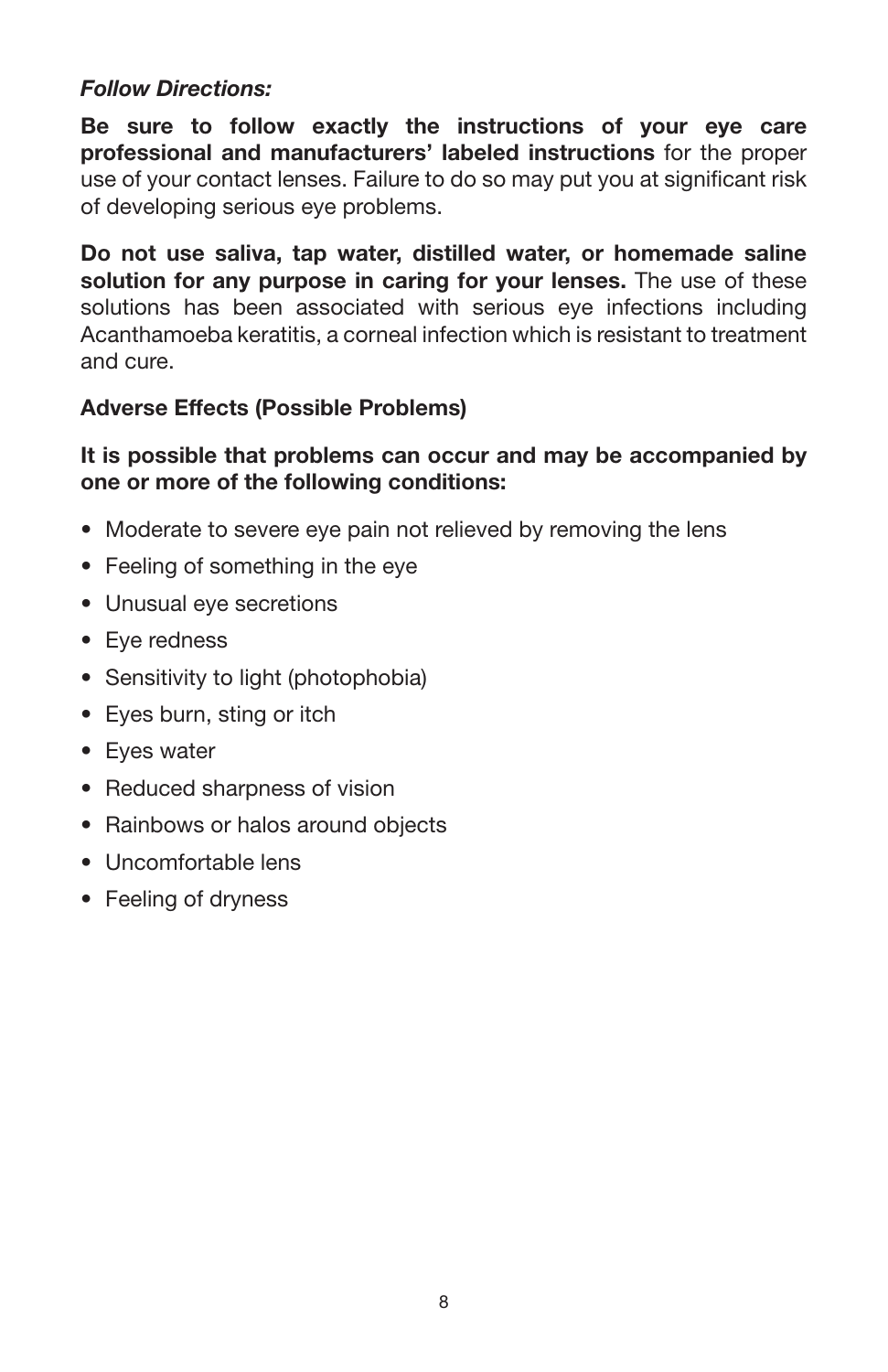***Follow Directions:***

**Be sure to follow exactly the instructions of your eye care professional and manufacturers' labeled instructions** for the proper use of your contact lenses. Failure to do so may put you at significant risk of developing serious eye problems.

**Do not use saliva, tap water, distilled water, or homemade saline solution for any purpose in caring for your lenses.** The use of these solutions has been associated with serious eye infections including Acanthamoeba keratitis, a corneal infection which is resistant to treatment and cure.

**Adverse Effects (Possible Problems)**

**It is possible that problems can occur and may be accompanied by one or more of the following conditions:**

- Moderate to severe eye pain not relieved by removing the lens
- Feeling of something in the eye
- Unusual eye secretions
- Eye redness
- Sensitivity to light (photophobia)
- Eyes burn, sting or itch
- Eyes water
- Reduced sharpness of vision
- Rainbows or halos around objects
- Uncomfortable lens
- Feeling of dryness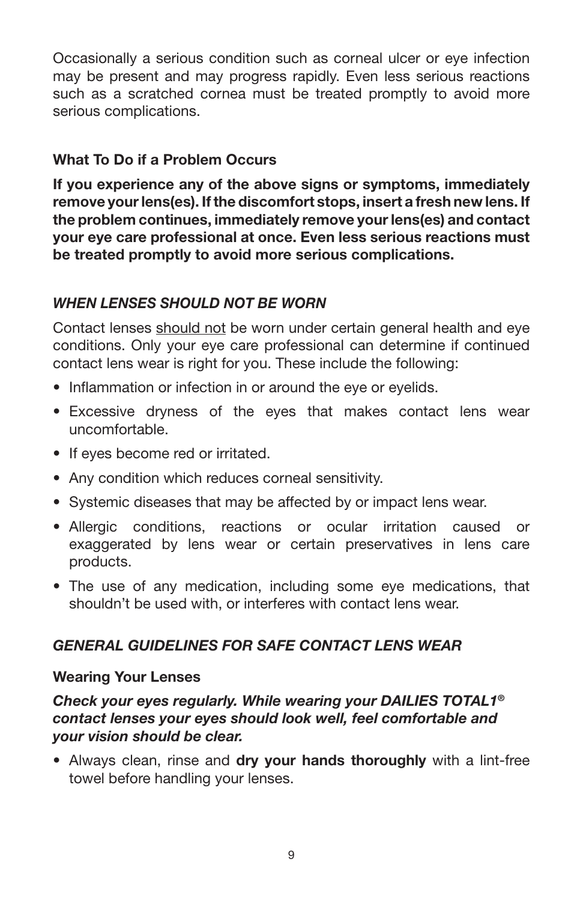Occasionally a serious condition such as corneal ulcer or eye infection may be present and may progress rapidly. Even less serious reactions such as a scratched cornea must be treated promptly to avoid more serious complications.

### What To Do if a Problem Occurs

**If you experience any of the above signs or symptoms, immediately remove your lens(es). If the discomfort stops, insert a fresh new lens. If the problem continues, immediately remove your lens(es) and contact your eye care professional at once. Even less serious reactions must be treated promptly to avoid more serious complications.**

## *WHEN LENSES SHOULD NOT BE WORN*

Contact lenses <u>should not</u> be worn under certain general health and eye conditions. Only your eye care professional can determine if continued contact lens wear is right for you. These include the following:

- Inflammation or infection in or around the eye or eyelids.
- Excessive dryness of the eyes that makes contact lens wear uncomfortable.
- If eyes become red or irritated.
- Any condition which reduces corneal sensitivity.
- Systemic diseases that may be affected by or impact lens wear.
- Allergic conditions, reactions or ocular irritation caused or exaggerated by lens wear or certain preservatives in lens care products.
- The use of any medication, including some eye medications, that shouldn't be used with, or interferes with contact lens wear.

## *GENERAL GUIDELINES FOR SAFE CONTACT LENS WEAR*

### Wearing Your Lenses

***Check your eyes regularly. While wearing your DAILIES TOTAL1® contact lenses your eyes should look well, feel comfortable and your vision should be clear.***

- Always clean, rinse and **dry your hands thoroughly** with a lint-free towel before handling your lenses.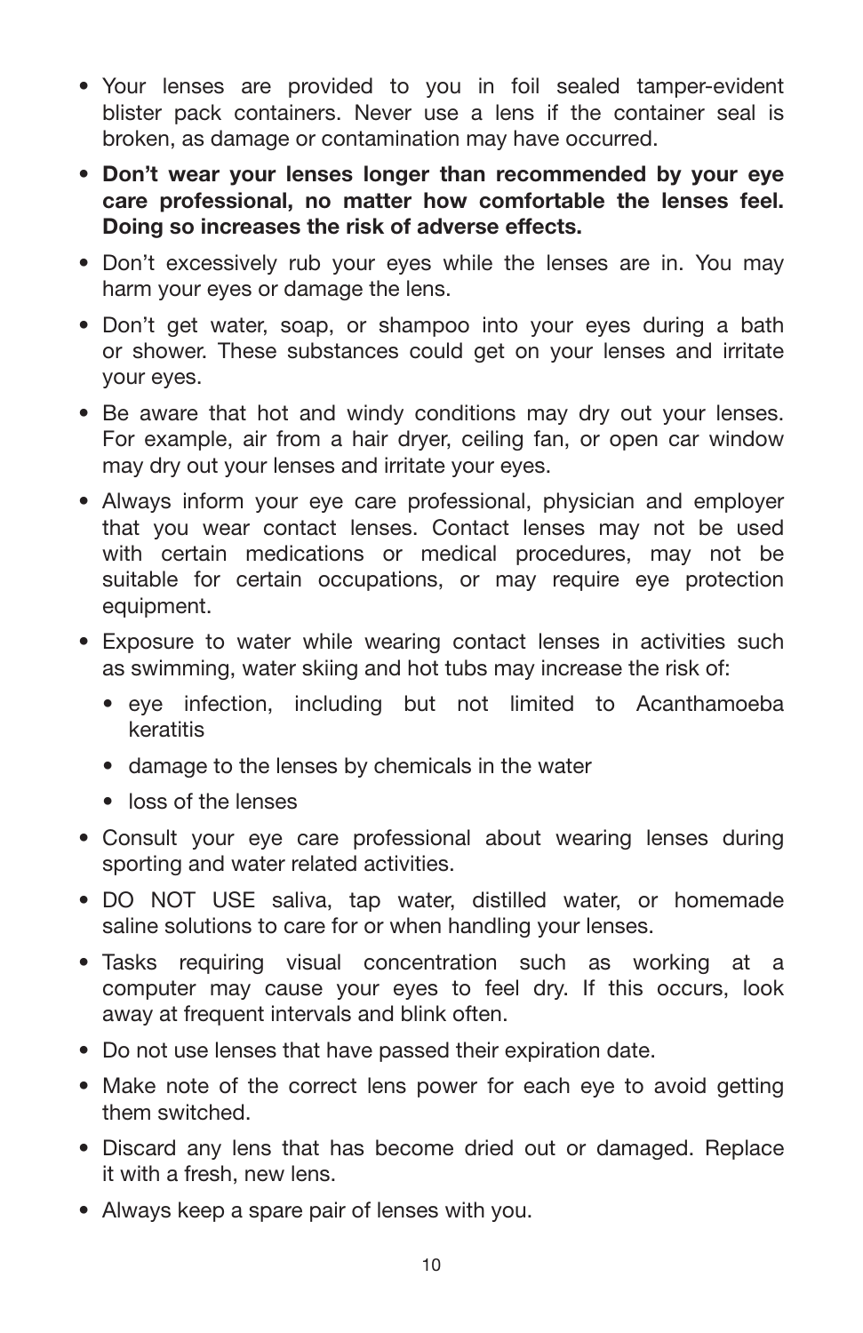- Your lenses are provided to you in foil sealed tamper-evident blister pack containers. Never use a lens if the container seal is broken, as damage or contamination may have occurred.
- **Don't wear your lenses longer than recommended by your eye care professional, no matter how comfortable the lenses feel. Doing so increases the risk of adverse effects.**
- Don't excessively rub your eyes while the lenses are in. You may harm your eyes or damage the lens.
- Don't get water, soap, or shampoo into your eyes during a bath or shower. These substances could get on your lenses and irritate your eyes.
- Be aware that hot and windy conditions may dry out your lenses. For example, air from a hair dryer, ceiling fan, or open car window may dry out your lenses and irritate your eyes.
- Always inform your eye care professional, physician and employer that you wear contact lenses. Contact lenses may not be used with certain medications or medical procedures, may not be suitable for certain occupations, or may require eye protection equipment.
- Exposure to water while wearing contact lenses in activities such as swimming, water skiing and hot tubs may increase the risk of:
  - eye infection, including but not limited to Acanthamoeba keratitis
  - damage to the lenses by chemicals in the water
  - loss of the lenses
- Consult your eye care professional about wearing lenses during sporting and water related activities.
- DO NOT USE saliva, tap water, distilled water, or homemade saline solutions to care for or when handling your lenses.
- Tasks requiring visual concentration such as working at a computer may cause your eyes to feel dry. If this occurs, look away at frequent intervals and blink often.
- Do not use lenses that have passed their expiration date.
- Make note of the correct lens power for each eye to avoid getting them switched.
- Discard any lens that has become dried out or damaged. Replace it with a fresh, new lens.
- Always keep a spare pair of lenses with you.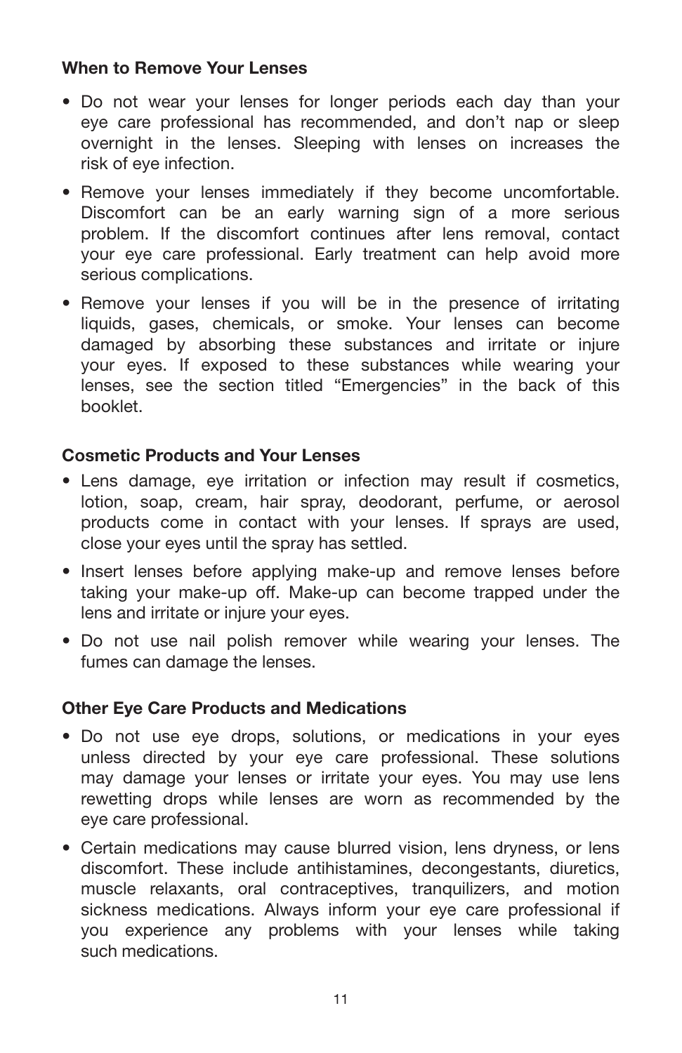**When to Remove Your Lenses**

- Do not wear your lenses for longer periods each day than your eye care professional has recommended, and don't nap or sleep overnight in the lenses. Sleeping with lenses on increases the risk of eye infection.
- Remove your lenses immediately if they become uncomfortable. Discomfort can be an early warning sign of a more serious problem. If the discomfort continues after lens removal, contact your eye care professional. Early treatment can help avoid more serious complications.
- Remove your lenses if you will be in the presence of irritating liquids, gases, chemicals, or smoke. Your lenses can become damaged by absorbing these substances and irritate or injure your eyes. If exposed to these substances while wearing your lenses, see the section titled "Emergencies" in the back of this booklet.

**Cosmetic Products and Your Lenses**

- Lens damage, eye irritation or infection may result if cosmetics, lotion, soap, cream, hair spray, deodorant, perfume, or aerosol products come in contact with your lenses. If sprays are used, close your eyes until the spray has settled.
- Insert lenses before applying make-up and remove lenses before taking your make-up off. Make-up can become trapped under the lens and irritate or injure your eyes.
- Do not use nail polish remover while wearing your lenses. The fumes can damage the lenses.

**Other Eye Care Products and Medications**

- Do not use eye drops, solutions, or medications in your eyes unless directed by your eye care professional. These solutions may damage your lenses or irritate your eyes. You may use lens rewetting drops while lenses are worn as recommended by the eye care professional.
- Certain medications may cause blurred vision, lens dryness, or lens discomfort. These include antihistamines, decongestants, diuretics, muscle relaxants, oral contraceptives, tranquilizers, and motion sickness medications. Always inform your eye care professional if you experience any problems with your lenses while taking such medications.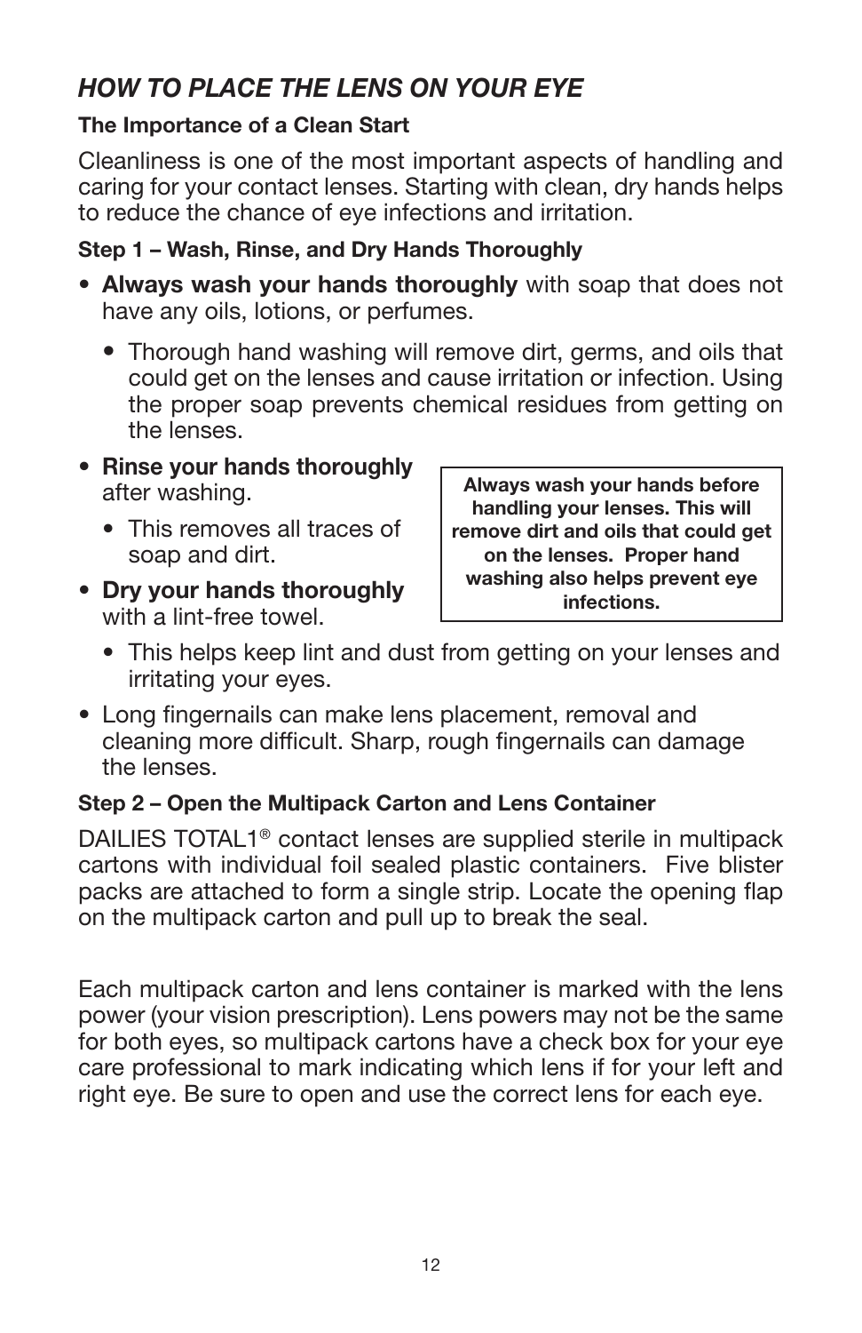## *HOW TO PLACE THE LENS ON YOUR EYE*

#### The Importance of a Clean Start

Cleanliness is one of the most important aspects of handling and caring for your contact lenses. Starting with clean, dry hands helps to reduce the chance of eye infections and irritation.

#### Step 1 – Wash, Rinse, and Dry Hands Thoroughly

- **Always wash your hands thoroughly** with soap that does not have any oils, lotions, or perfumes.
  - Thorough hand washing will remove dirt, germs, and oils that could get on the lenses and cause irritation or infection. Using the proper soap prevents chemical residues from getting on the lenses.
- **Rinse your hands thoroughly** after washing.
  - This removes all traces of soap and dirt.
- **Dry your hands thoroughly** with a lint-free towel.
  - This helps keep lint and dust from getting on your lenses and irritating your eyes.
- Long fingernails can make lens placement, removal and cleaning more difficult. Sharp, rough fingernails can damage the lenses.

**Always wash your hands before handling your lenses. This will remove dirt and oils that could get on the lenses. Proper hand washing also helps prevent eye infections.**

#### Step 2 – Open the Multipack Carton and Lens Container

DAILIES TOTAL1® contact lenses are supplied sterile in multipack cartons with individual foil sealed plastic containers. Five blister packs are attached to form a single strip. Locate the opening flap on the multipack carton and pull up to break the seal.

Each multipack carton and lens container is marked with the lens power (your vision prescription). Lens powers may not be the same for both eyes, so multipack cartons have a check box for your eye care professional to mark indicating which lens if for your left and right eye. Be sure to open and use the correct lens for each eye.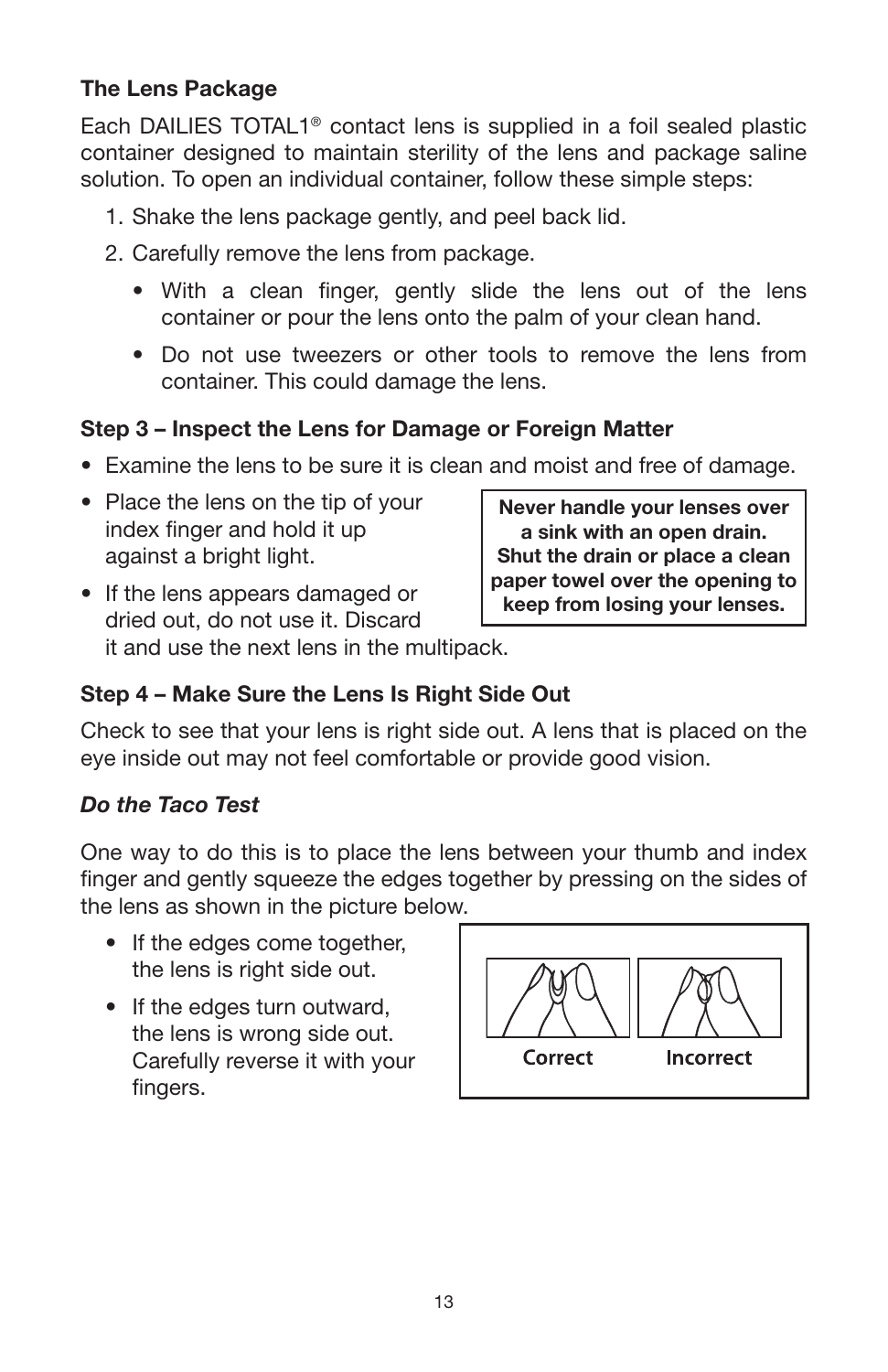**The Lens Package**

Each DAILIES TOTAL1® contact lens is supplied in a foil sealed plastic container designed to maintain sterility of the lens and package saline solution. To open an individual container, follow these simple steps:

1. Shake the lens package gently, and peel back lid.
2. Carefully remove the lens from package.
   - With a clean finger, gently slide the lens out of the lens container or pour the lens onto the palm of your clean hand.
   - Do not use tweezers or other tools to remove the lens from container. This could damage the lens.

**Step 3 – Inspect the Lens for Damage or Foreign Matter**

- Examine the lens to be sure it is clean and moist and free of damage.
- Place the lens on the tip of your index finger and hold it up against a bright light.
- If the lens appears damaged or dried out, do not use it. Discard it and use the next lens in the multipack.

**Never handle your lenses over a sink with an open drain. Shut the drain or place a clean paper towel over the opening to keep from losing your lenses.**

**Step 4 – Make Sure the Lens Is Right Side Out**

Check to see that your lens is right side out. A lens that is placed on the eye inside out may not feel comfortable or provide good vision.

***Do the Taco Test***

One way to do this is to place the lens between your thumb and index finger and gently squeeze the edges together by pressing on the sides of the lens as shown in the picture below.

- If the edges come together, the lens is right side out.
- If the edges turn outward, the lens is wrong side out. Carefully reverse it with your fingers.

Correct Incorrect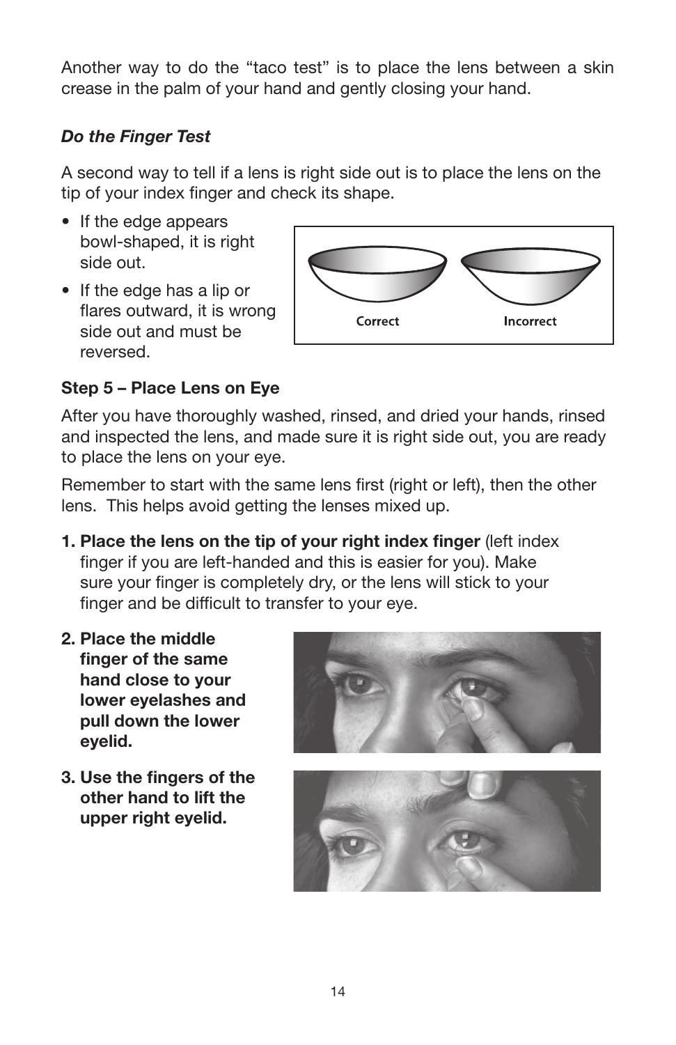Another way to do the "taco test" is to place the lens between a skin crease in the palm of your hand and gently closing your hand.

### *Do the Finger Test*

A second way to tell if a lens is right side out is to place the lens on the tip of your index finger and check its shape.

- If the edge appears bowl-shaped, it is right side out.
- If the edge has a lip or flares outward, it is wrong side out and must be reversed.

Correct    Incorrect

### Step 5 – Place Lens on Eye

After you have thoroughly washed, rinsed, and dried your hands, rinsed and inspected the lens, and made sure it is right side out, you are ready to place the lens on your eye.

Remember to start with the same lens first (right or left), then the other lens. This helps avoid getting the lenses mixed up.

1. **Place the lens on the tip of your right index finger** (left index finger if you are left-handed and this is easier for you). Make sure your finger is completely dry, or the lens will stick to your finger and be difficult to transfer to your eye.
2. **Place the middle finger of the same hand close to your lower eyelashes and pull down the lower eyelid.**
3. **Use the fingers of the other hand to lift the upper right eyelid.**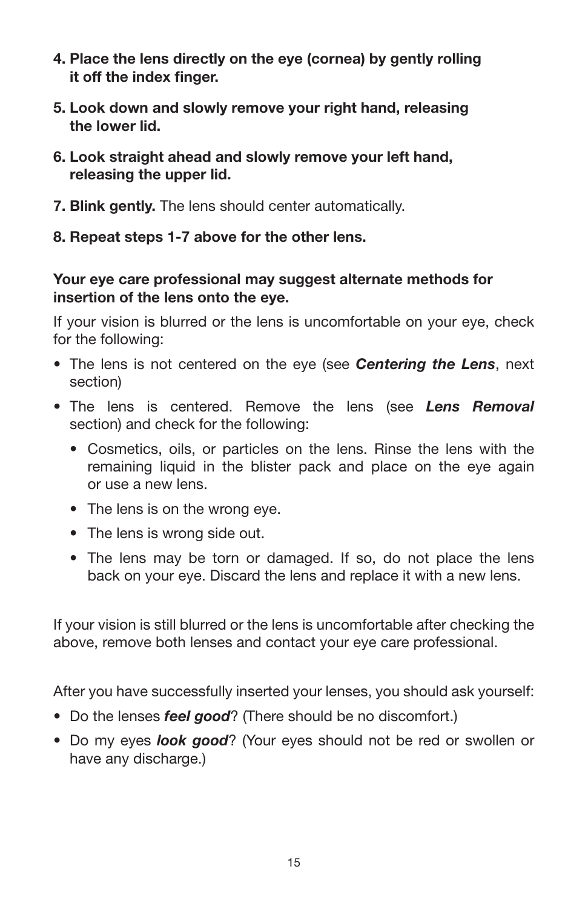**4. Place the lens directly on the eye (cornea) by gently rolling it off the index finger.**

**5. Look down and slowly remove your right hand, releasing the lower lid.**

**6. Look straight ahead and slowly remove your left hand, releasing the upper lid.**

**7. Blink gently.** The lens should center automatically.

**8. Repeat steps 1-7 above for the other lens.**

**Your eye care professional may suggest alternate methods for insertion of the lens onto the eye.**

If your vision is blurred or the lens is uncomfortable on your eye, check for the following:

- The lens is not centered on the eye (see ***Centering the Lens***, next section)
- The lens is centered. Remove the lens (see ***Lens Removal*** section) and check for the following:
  - Cosmetics, oils, or particles on the lens. Rinse the lens with the remaining liquid in the blister pack and place on the eye again or use a new lens.
  - The lens is on the wrong eye.
  - The lens is wrong side out.
  - The lens may be torn or damaged. If so, do not place the lens back on your eye. Discard the lens and replace it with a new lens.

If your vision is still blurred or the lens is uncomfortable after checking the above, remove both lenses and contact your eye care professional.

After you have successfully inserted your lenses, you should ask yourself:

- Do the lenses ***feel good***? (There should be no discomfort.)
- Do my eyes ***look good***? (Your eyes should not be red or swollen or have any discharge.)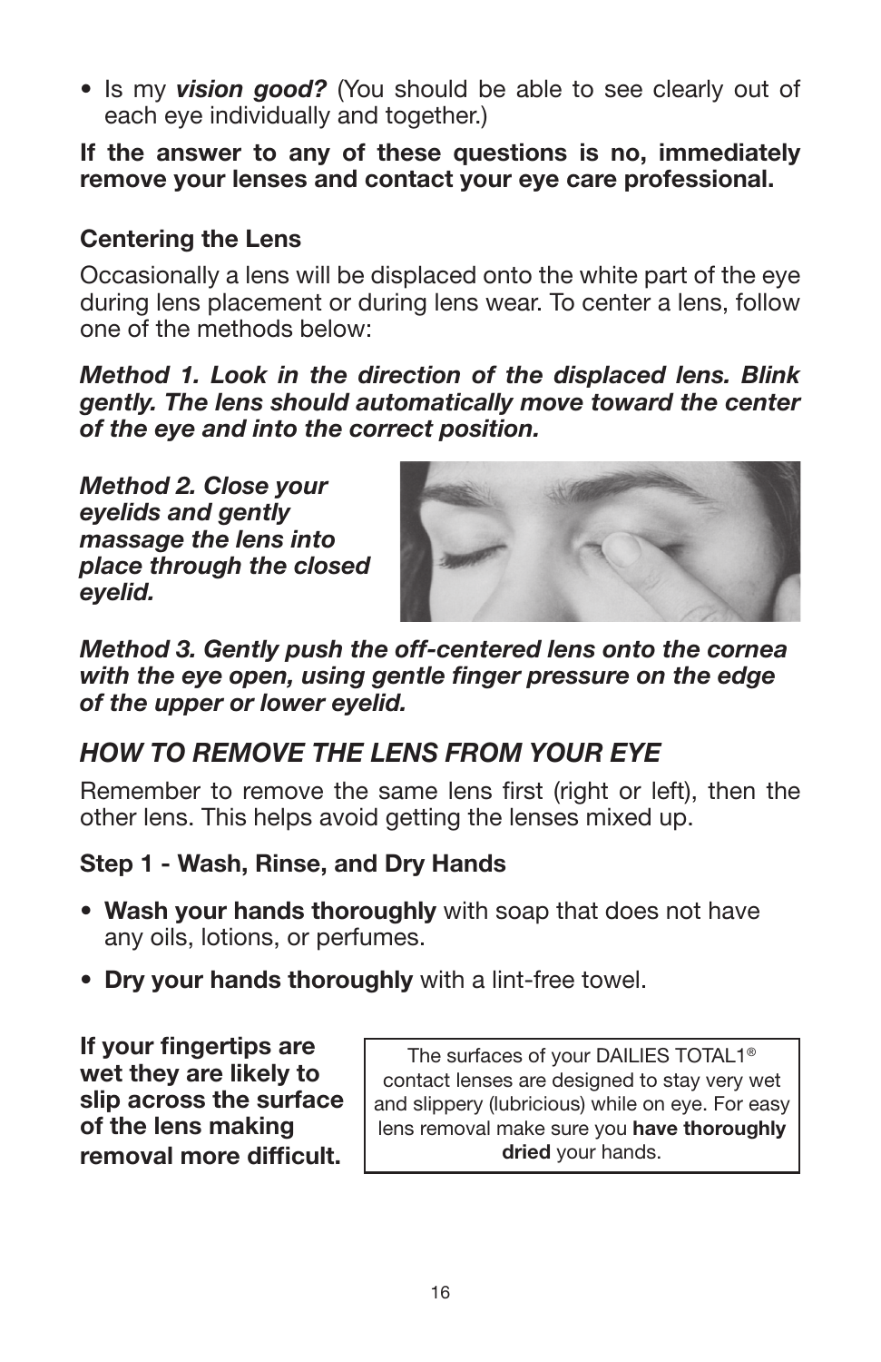- Is my ***vision good?*** (You should be able to see clearly out of each eye individually and together.)

**If the answer to any of these questions is no, immediately remove your lenses and contact your eye care professional.**

**Centering the Lens**

Occasionally a lens will be displaced onto the white part of the eye during lens placement or during lens wear. To center a lens, follow one of the methods below:

***Method 1. Look in the direction of the displaced lens. Blink gently. The lens should automatically move toward the center of the eye and into the correct position.***

***Method 2. Close your eyelids and gently massage the lens into place through the closed eyelid.***

***Method 3. Gently push the off-centered lens onto the cornea with the eye open, using gentle finger pressure on the edge of the upper or lower eyelid.***

## *HOW TO REMOVE THE LENS FROM YOUR EYE*

Remember to remove the same lens first (right or left), then the other lens. This helps avoid getting the lenses mixed up.

**Step 1 - Wash, Rinse, and Dry Hands**

- **Wash your hands thoroughly** with soap that does not have any oils, lotions, or perfumes.
- **Dry your hands thoroughly** with a lint-free towel.

**If your fingertips are wet they are likely to slip across the surface of the lens making removal more difficult.**

The surfaces of your DAILIES TOTAL1® contact lenses are designed to stay very wet and slippery (lubricious) while on eye. For easy lens removal make sure you **have thoroughly dried** your hands.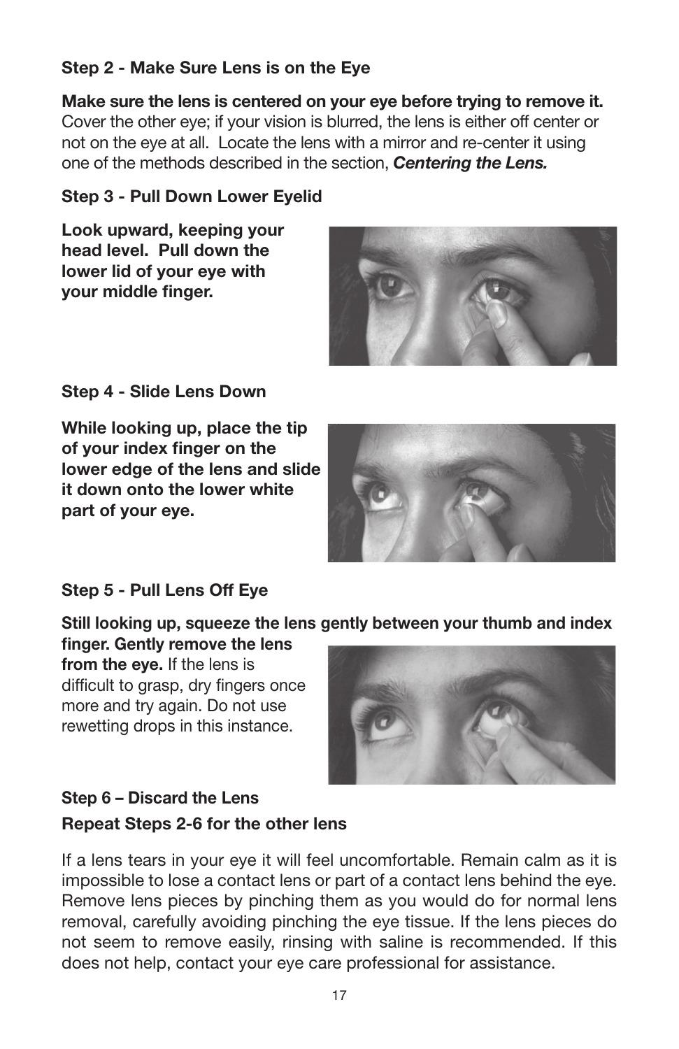### Step 2 - Make Sure Lens is on the Eye

**Make sure the lens is centered on your eye before trying to remove it.** Cover the other eye; if your vision is blurred, the lens is either off center or not on the eye at all. Locate the lens with a mirror and re-center it using one of the methods described in the section, ***Centering the Lens.***

### Step 3 - Pull Down Lower Eyelid

**Look upward, keeping your head level. Pull down the lower lid of your eye with your middle finger.**

### Step 4 - Slide Lens Down

**While looking up, place the tip of your index finger on the lower edge of the lens and slide it down onto the lower white part of your eye.**

### Step 5 - Pull Lens Off Eye

**Still looking up, squeeze the lens gently between your thumb and index finger. Gently remove the lens from the eye.** If the lens is difficult to grasp, dry fingers once more and try again. Do not use rewetting drops in this instance.

### Step 6 – Discard the Lens

### Repeat Steps 2-6 for the other lens

If a lens tears in your eye it will feel uncomfortable. Remain calm as it is impossible to lose a contact lens or part of a contact lens behind the eye. Remove lens pieces by pinching them as you would do for normal lens removal, carefully avoiding pinching the eye tissue. If the lens pieces do not seem to remove easily, rinsing with saline is recommended. If this does not help, contact your eye care professional for assistance.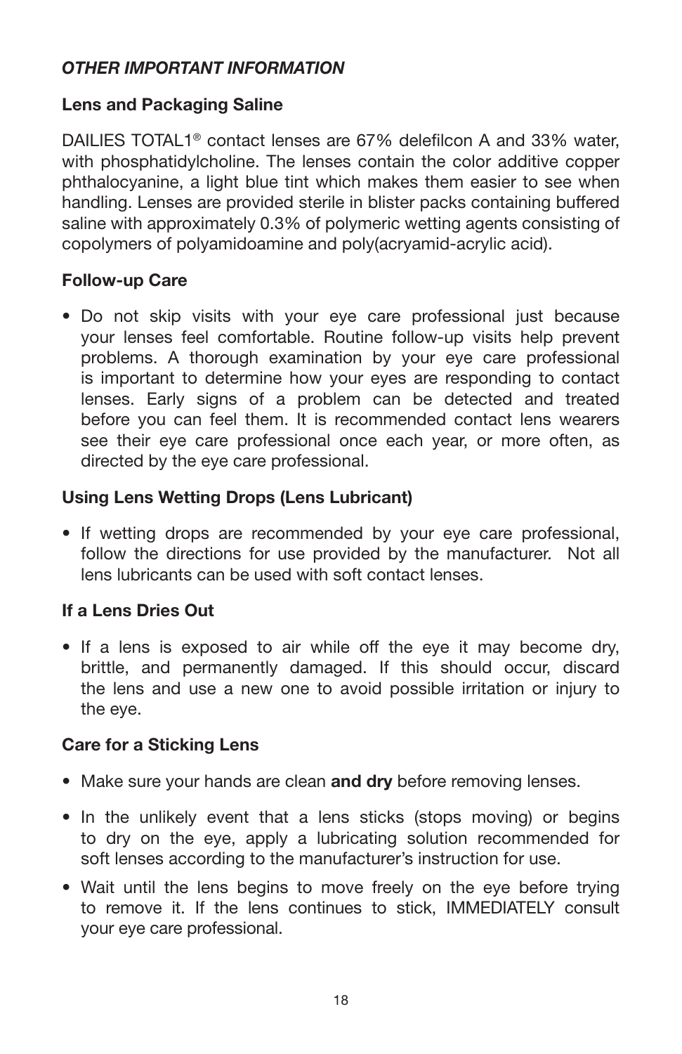## *OTHER IMPORTANT INFORMATION*

### Lens and Packaging Saline

DAILIES TOTAL1® contact lenses are 67% delefilcon A and 33% water, with phosphatidylcholine. The lenses contain the color additive copper phthalocyanine, a light blue tint which makes them easier to see when handling. Lenses are provided sterile in blister packs containing buffered saline with approximately 0.3% of polymeric wetting agents consisting of copolymers of polyamidoamine and poly(acryamid-acrylic acid).

### Follow-up Care

- Do not skip visits with your eye care professional just because your lenses feel comfortable. Routine follow-up visits help prevent problems. A thorough examination by your eye care professional is important to determine how your eyes are responding to contact lenses. Early signs of a problem can be detected and treated before you can feel them. It is recommended contact lens wearers see their eye care professional once each year, or more often, as directed by the eye care professional.

### Using Lens Wetting Drops (Lens Lubricant)

- If wetting drops are recommended by your eye care professional, follow the directions for use provided by the manufacturer. Not all lens lubricants can be used with soft contact lenses.

### If a Lens Dries Out

- If a lens is exposed to air while off the eye it may become dry, brittle, and permanently damaged. If this should occur, discard the lens and use a new one to avoid possible irritation or injury to the eye.

### Care for a Sticking Lens

- Make sure your hands are clean **and dry** before removing lenses.
- In the unlikely event that a lens sticks (stops moving) or begins to dry on the eye, apply a lubricating solution recommended for soft lenses according to the manufacturer's instruction for use.
- Wait until the lens begins to move freely on the eye before trying to remove it. If the lens continues to stick, IMMEDIATELY consult your eye care professional.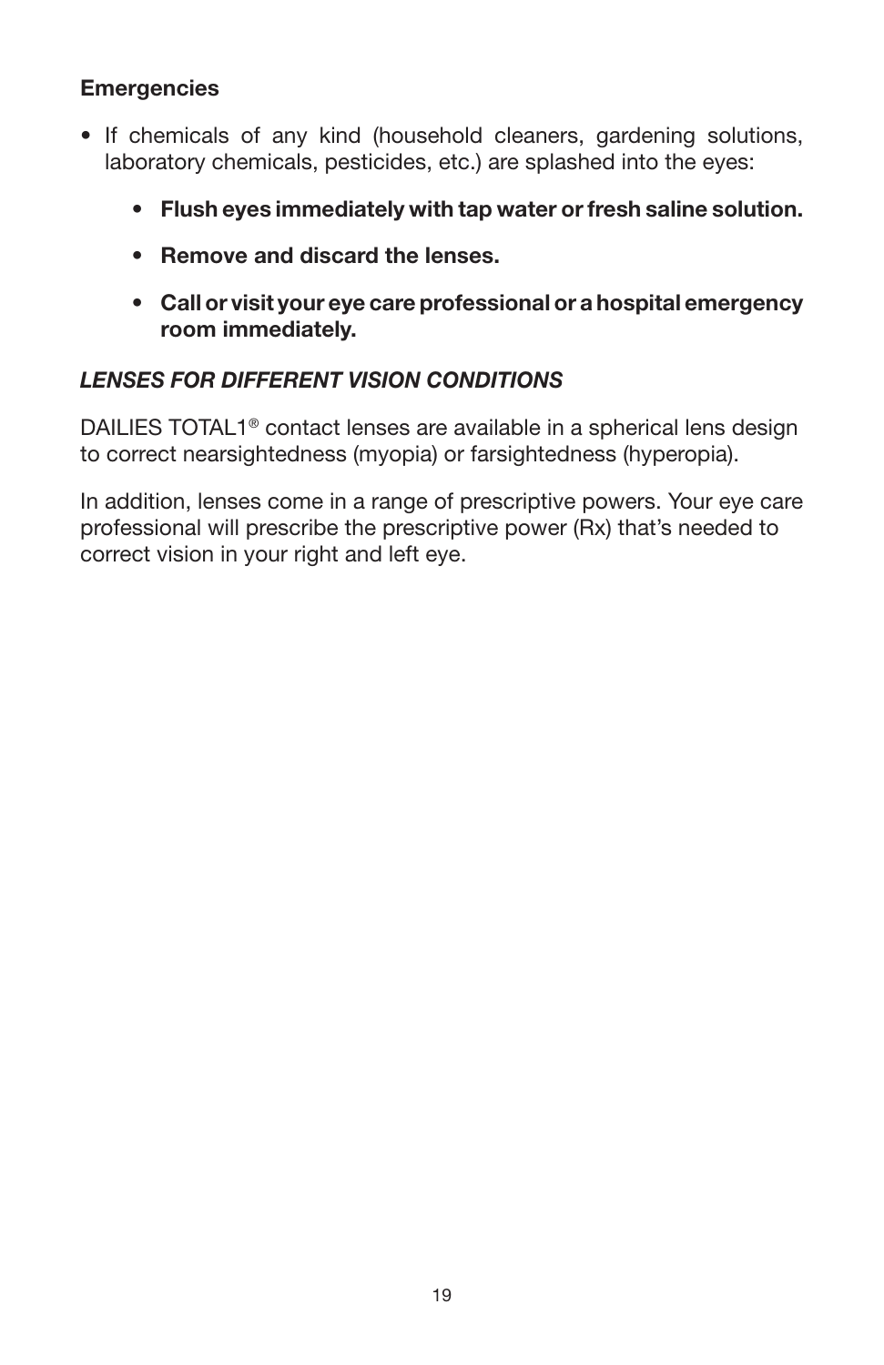**Emergencies**

- If chemicals of any kind (household cleaners, gardening solutions, laboratory chemicals, pesticides, etc.) are splashed into the eyes:
  - **Flush eyes immediately with tap water or fresh saline solution.**
  - **Remove and discard the lenses.**
  - **Call or visit your eye care professional or a hospital emergency room immediately.**

***LENSES FOR DIFFERENT VISION CONDITIONS***

DAILIES TOTAL1® contact lenses are available in a spherical lens design to correct nearsightedness (myopia) or farsightedness (hyperopia).

In addition, lenses come in a range of prescriptive powers. Your eye care professional will prescribe the prescriptive power (Rx) that's needed to correct vision in your right and left eye.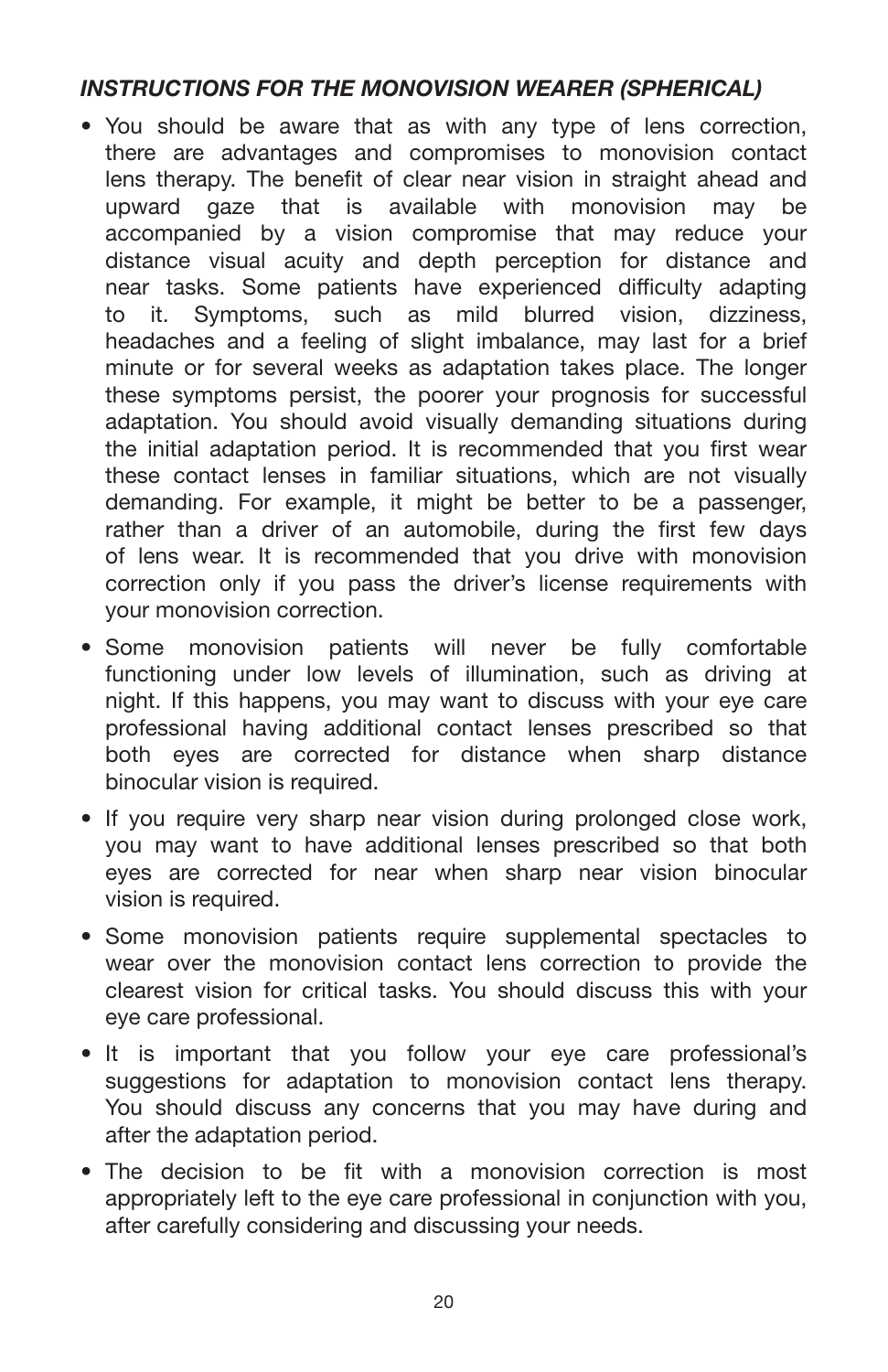### *INSTRUCTIONS FOR THE MONOVISION WEARER (SPHERICAL)*

- You should be aware that as with any type of lens correction, there are advantages and compromises to monovision contact lens therapy. The benefit of clear near vision in straight ahead and upward gaze that is available with monovision may be accompanied by a vision compromise that may reduce your distance visual acuity and depth perception for distance and near tasks. Some patients have experienced difficulty adapting to it. Symptoms, such as mild blurred vision, dizziness, headaches and a feeling of slight imbalance, may last for a brief minute or for several weeks as adaptation takes place. The longer these symptoms persist, the poorer your prognosis for successful adaptation. You should avoid visually demanding situations during the initial adaptation period. It is recommended that you first wear these contact lenses in familiar situations, which are not visually demanding. For example, it might be better to be a passenger, rather than a driver of an automobile, during the first few days of lens wear. It is recommended that you drive with monovision correction only if you pass the driver's license requirements with your monovision correction.
- Some monovision patients will never be fully comfortable functioning under low levels of illumination, such as driving at night. If this happens, you may want to discuss with your eye care professional having additional contact lenses prescribed so that both eyes are corrected for distance when sharp distance binocular vision is required.
- If you require very sharp near vision during prolonged close work, you may want to have additional lenses prescribed so that both eyes are corrected for near when sharp near vision binocular vision is required.
- Some monovision patients require supplemental spectacles to wear over the monovision contact lens correction to provide the clearest vision for critical tasks. You should discuss this with your eye care professional.
- It is important that you follow your eye care professional's suggestions for adaptation to monovision contact lens therapy. You should discuss any concerns that you may have during and after the adaptation period.
- The decision to be fit with a monovision correction is most appropriately left to the eye care professional in conjunction with you, after carefully considering and discussing your needs.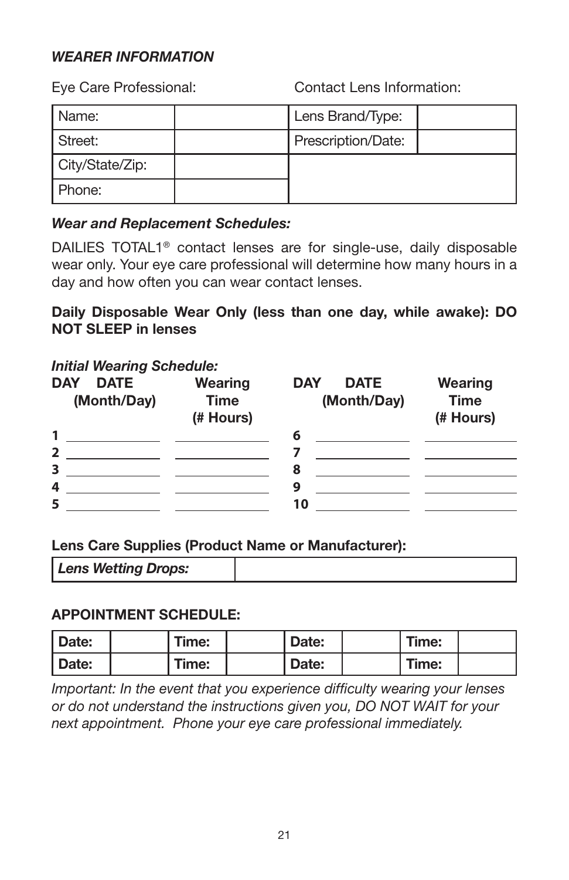***WEARER INFORMATION***

Eye Care Professional: Contact Lens Information:

| Name: | | Lens Brand/Type: | |
|---|---|---|---|
| Street: | | Prescription/Date: | |
| City/State/Zip: | | | |
| Phone: | | | |

***Wear and Replacement Schedules:***

DAILIES TOTAL1® contact lenses are for single-use, daily disposable wear only. Your eye care professional will determine how many hours in a day and how often you can wear contact lenses.

**Daily Disposable Wear Only (less than one day, while awake): DO NOT SLEEP in lenses**

***Initial Wearing Schedule:***

| DAY | DATE (Month/Day) | Wearing Time (# Hours) | DAY | DATE (Month/Day) | Wearing Time (# Hours) |
|---|---|---|---|---|---|
| 1 | | | 6 | | |
| 2 | | | 7 | | |
| 3 | | | 8 | | |
| 4 | | | 9 | | |
| 5 | | | 10 | | |

**Lens Care Supplies (Product Name or Manufacturer):**

| ***Lens Wetting Drops:*** | |
|---|---|

**APPOINTMENT SCHEDULE:**

| **Date:** | | **Time:** | | **Date:** | | **Time:** | |
|---|---|---|---|---|---|---|---|
| **Date:** | | **Time:** | | **Date:** | | **Time:** | |

*Important: In the event that you experience difficulty wearing your lenses or do not understand the instructions given you, DO NOT WAIT for your next appointment. Phone your eye care professional immediately.*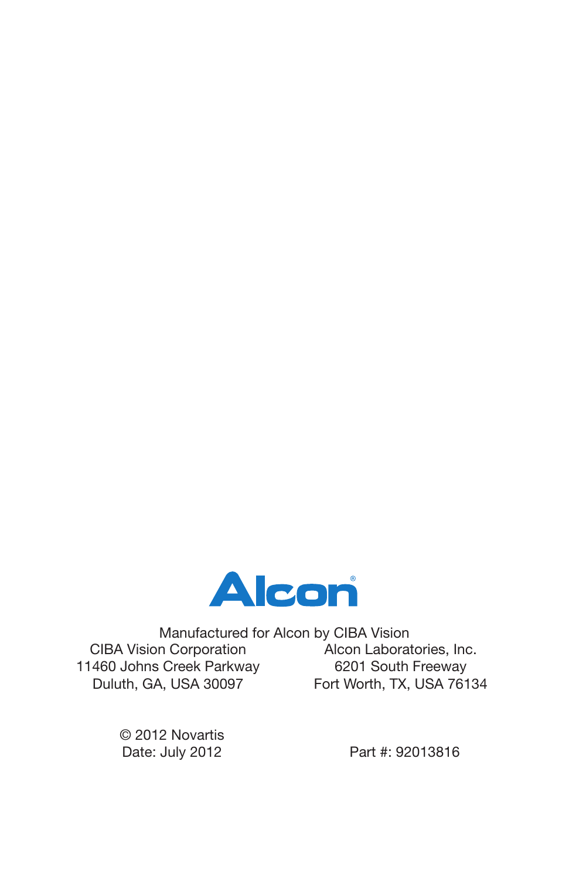Alcon®

Manufactured for Alcon by CIBA Vision

CIBA Vision Corporation
11460 Johns Creek Parkway
Duluth, GA, USA 30097

Alcon Laboratories, Inc.
6201 South Freeway
Fort Worth, TX, USA 76134

© 2012 Novartis
Date: July 2012

Part #: 92013816